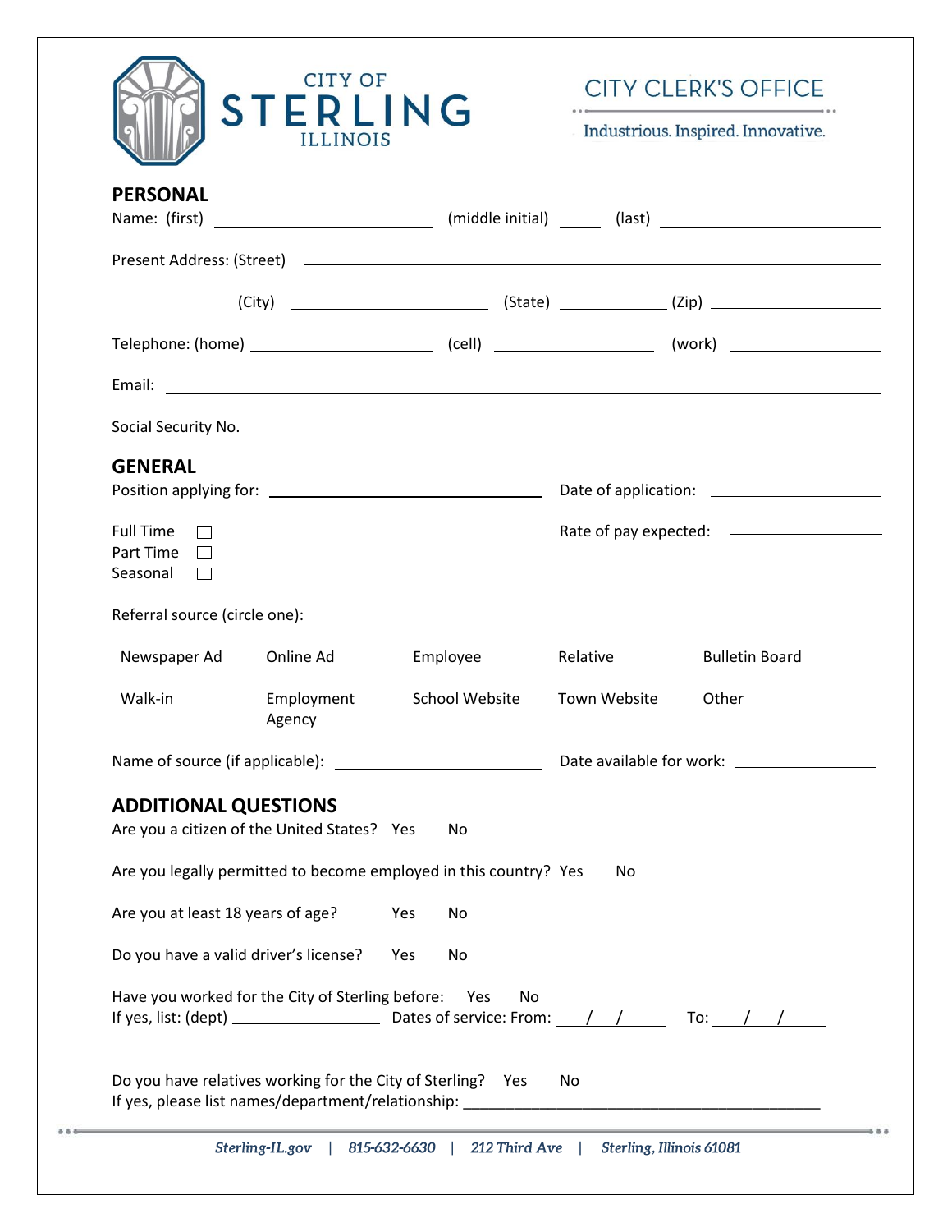CITY OF STERLING ILLINOIS

CITY CLERK'S OFFICE

Industrious. Inspired. Innovative.

## PERSONAL

Name: (first) ____________________ (middle initial) ____ (last) ____________________

Present Address: (Street) ________________________________________

(City) ____________________ (State) __________ (Zip) __________

Telephone: (home) ____________________ (cell) ____________________ (work) ____________________

Email: ________________________________________

Social Security No. ________________________________________

## GENERAL

Position applying for: ________________________ Date of application: ________________

Full Time ☐
Part Time ☐
Seasonal ☐

Rate of pay expected: ________________

Referral source (circle one):

| Newspaper Ad | Online Ad | Employee | Relative | Bulletin Board |
|---|---|---|---|---|
| Walk-in | Employment Agency | School Website | Town Website | Other |

Name of source (if applicable): ____________________ Date available for work: ________________

## ADDITIONAL QUESTIONS

Are you a citizen of the United States? Yes No

Are you legally permitted to become employed in this country? Yes No

Are you at least 18 years of age? Yes No

Do you have a valid driver's license? Yes No

Have you worked for the City of Sterling before: Yes No
If yes, list: (dept) ______________ Dates of service: From: ___/___/_____ To: ___/___/_____

Do you have relatives working for the City of Sterling? Yes No
If yes, please list names/department/relationship: ________________________________________

*Sterling-IL.gov | 815-632-6630 | 212 Third Ave | Sterling, Illinois 61081*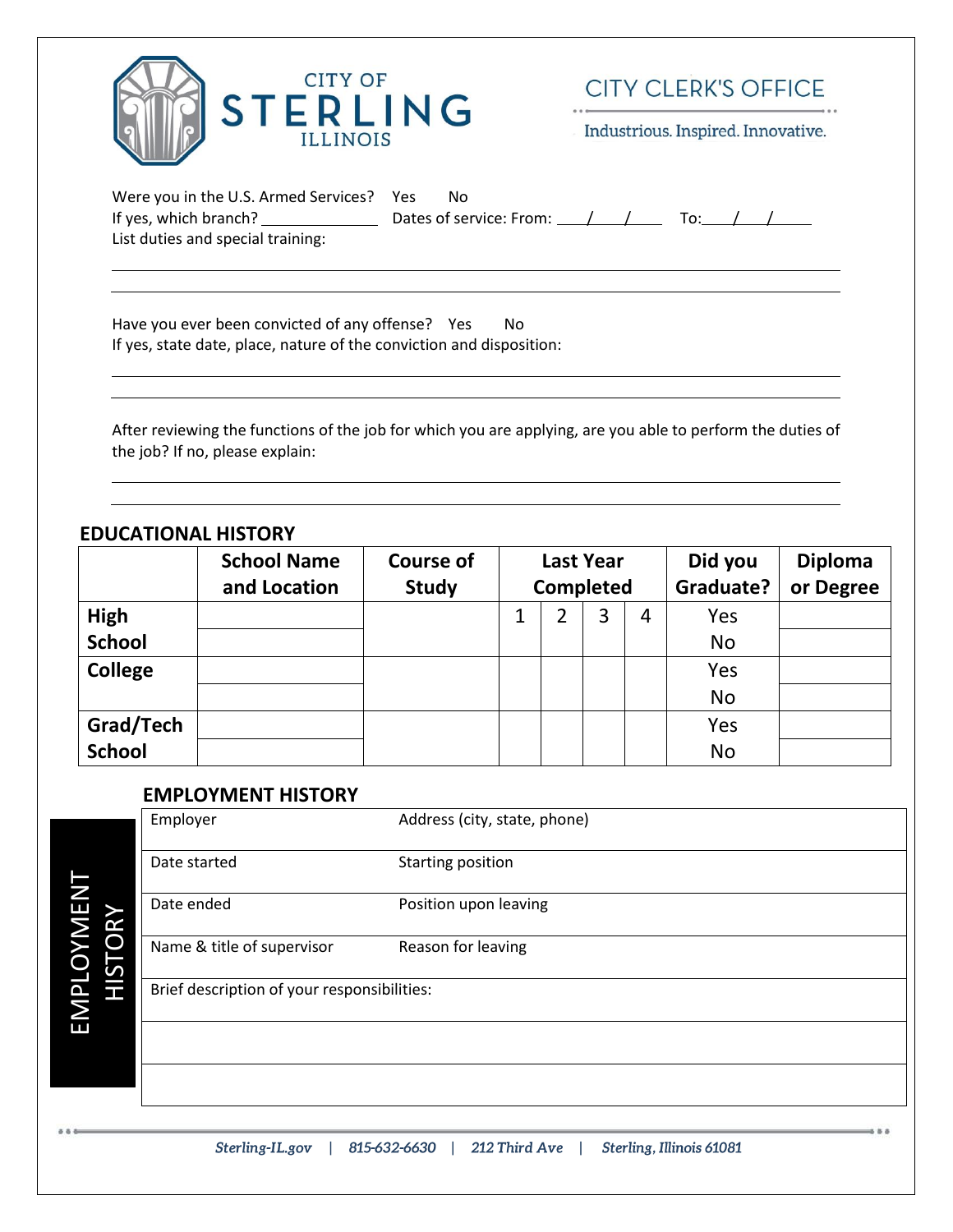CITY OF STERLING ILLINOIS

CITY CLERK'S OFFICE

Industrious. Inspired. Innovative.

Were you in the U.S. Armed Services? Yes No

If yes, which branch? _______________ Dates of service: From: ___/___/___ To:___/___/_____

List duties and special training:

_______________________________________________________________________________

_______________________________________________________________________________

Have you ever been convicted of any offense? Yes No

If yes, state date, place, nature of the conviction and disposition:

_______________________________________________________________________________

_______________________________________________________________________________

After reviewing the functions of the job for which you are applying, are you able to perform the duties of the job? If no, please explain:

_______________________________________________________________________________

_______________________________________________________________________________

## EDUCATIONAL HISTORY

| | School Name and Location | Course of Study | Last Year Completed | | | | Did you Graduate? | Diploma or Degree |
|---|---|---|---|---|---|---|---|---|
| High School | | | 1 | 2 | 3 | 4 | Yes | |
| | | | | | | | No | |
| College | | | | | | | Yes | |
| | | | | | | | No | |
| Grad/Tech School | | | | | | | Yes | |
| | | | | | | | No | |

## EMPLOYMENT HISTORY

| Employer | Address (city, state, phone) |
|---|---|
| Date started | Starting position |
| Date ended | Position upon leaving |
| Name & title of supervisor | Reason for leaving |
| Brief description of your responsibilities: | |
| | |
| | |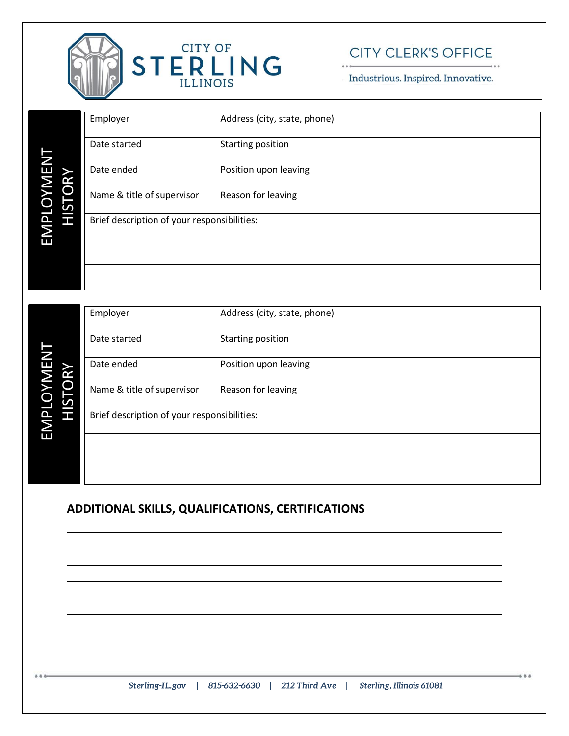## EMPLOYMENT HISTORY

| Employer | Address (city, state, phone) |
|---|---|
| Date started | Starting position |
| Date ended | Position upon leaving |
| Name & title of supervisor | Reason for leaving |
| Brief description of your responsibilities: | |
| | |
| | |

## EMPLOYMENT HISTORY

| Employer | Address (city, state, phone) |
|---|---|
| Date started | Starting position |
| Date ended | Position upon leaving |
| Name & title of supervisor | Reason for leaving |
| Brief description of your responsibilities: | |
| | |
| | |

## ADDITIONAL SKILLS, QUALIFICATIONS, CERTIFICATIONS

______________________________________________________________________

______________________________________________________________________

______________________________________________________________________

______________________________________________________________________

______________________________________________________________________

______________________________________________________________________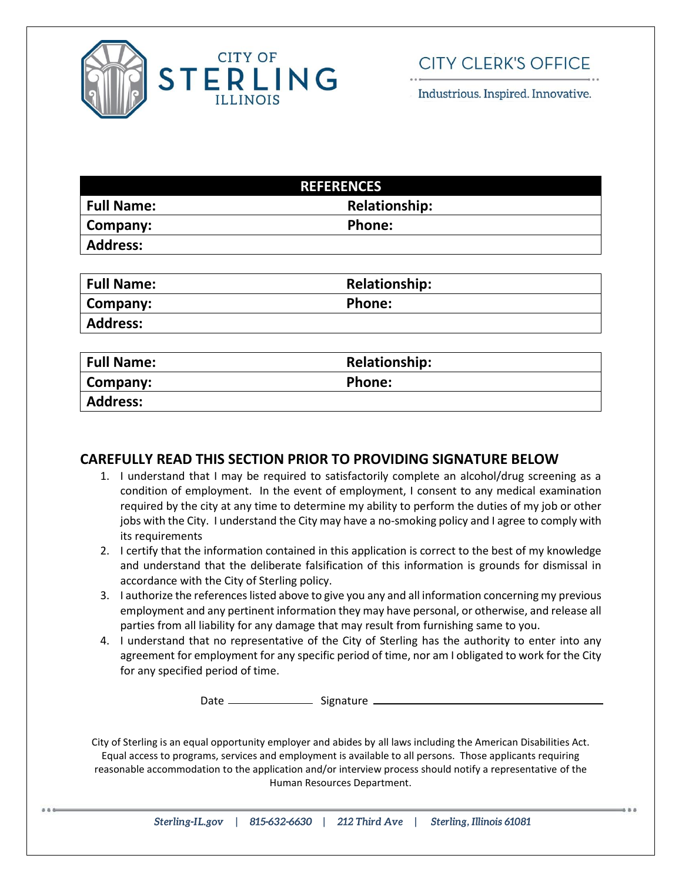CITY OF STERLING ILLINOIS

CITY CLERK'S OFFICE

Industrious. Inspired. Innovative.

| REFERENCES | |
|---|---|
| **Full Name:** | **Relationship:** |
| **Company:** | **Phone:** |
| **Address:** | |

| | |
|---|---|
| **Full Name:** | **Relationship:** |
| **Company:** | **Phone:** |
| **Address:** | |

| | |
|---|---|
| **Full Name:** | **Relationship:** |
| **Company:** | **Phone:** |
| **Address:** | |

## CAREFULLY READ THIS SECTION PRIOR TO PROVIDING SIGNATURE BELOW

1. I understand that I may be required to satisfactorily complete an alcohol/drug screening as a condition of employment. In the event of employment, I consent to any medical examination required by the city at any time to determine my ability to perform the duties of my job or other jobs with the City. I understand the City may have a no-smoking policy and I agree to comply with its requirements
2. I certify that the information contained in this application is correct to the best of my knowledge and understand that the deliberate falsification of this information is grounds for dismissal in accordance with the City of Sterling policy.
3. I authorize the references listed above to give you any and all information concerning my previous employment and any pertinent information they may have personal, or otherwise, and release all parties from all liability for any damage that may result from furnishing same to you.
4. I understand that no representative of the City of Sterling has the authority to enter into any agreement for employment for any specific period of time, nor am I obligated to work for the City for any specified period of time.

Date ______________ Signature ________________________________

City of Sterling is an equal opportunity employer and abides by all laws including the American Disabilities Act. Equal access to programs, services and employment is available to all persons. Those applicants requiring reasonable accommodation to the application and/or interview process should notify a representative of the Human Resources Department.

*Sterling-IL.gov | 815-632-6630 | 212 Third Ave | Sterling, Illinois 61081*